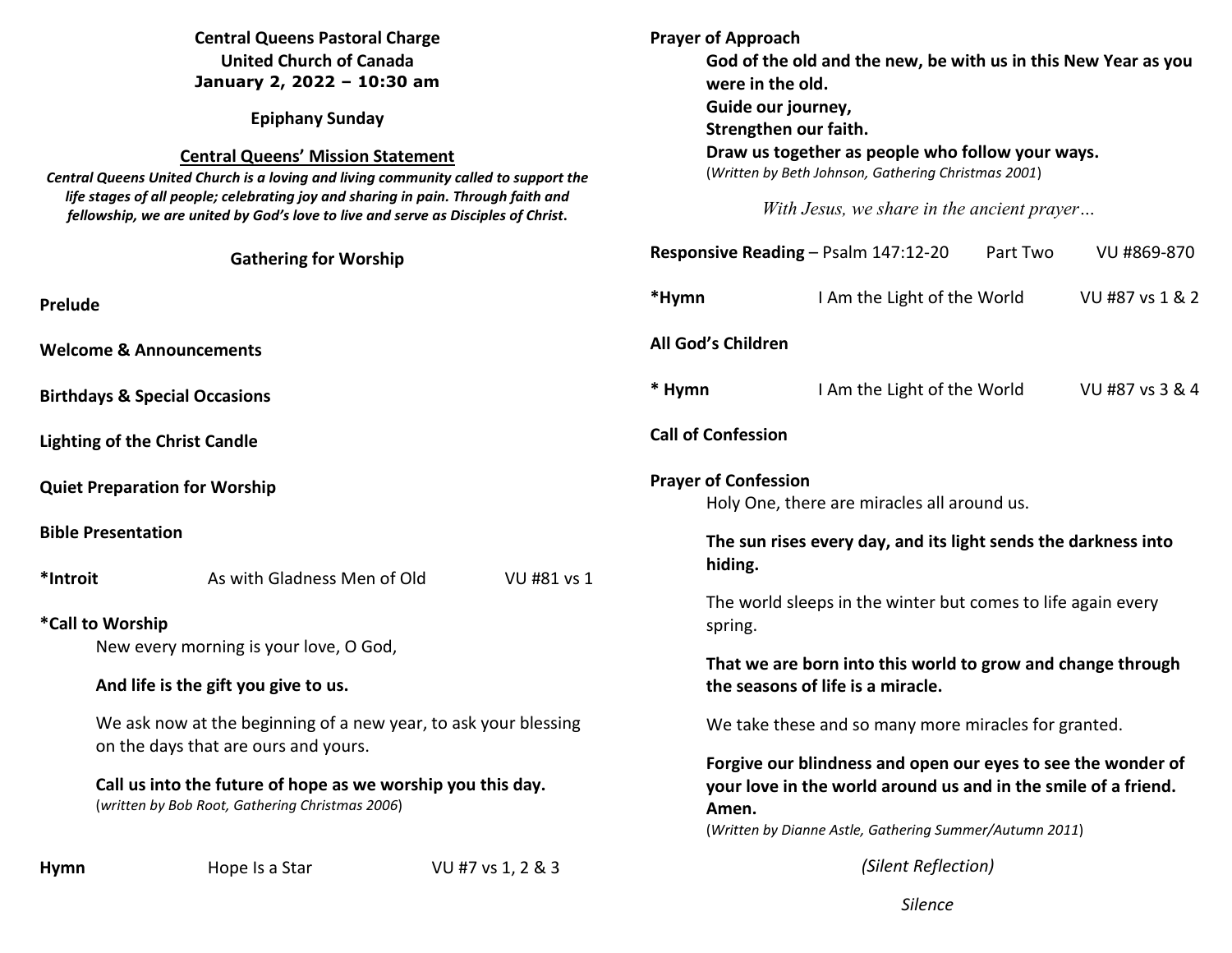**Central Queens Pastoral Charge**
**United Church of Canada**
**January 2, 2022 – 10:30 am**

**Epiphany Sunday**

**Central Queens' Mission Statement**

***Central Queens United Church is a loving and living community called to support the life stages of all people; celebrating joy and sharing in pain. Through faith and fellowship, we are united by God's love to live and serve as Disciples of Christ.***

## Gathering for Worship

**Prelude**

**Welcome & Announcements**

**Birthdays & Special Occasions**

**Lighting of the Christ Candle**

**Quiet Preparation for Worship**

**Bible Presentation**

**\*Introit** As with Gladness Men of Old VU #81 vs 1

**\*Call to Worship**

New every morning is your love, O God,

**And life is the gift you give to us.**

We ask now at the beginning of a new year, to ask your blessing on the days that are ours and yours.

**Call us into the future of hope as we worship you this day.**
(*written by Bob Root, Gathering Christmas 2006*)

**Hymn** Hope Is a Star VU #7 vs 1, 2 & 3

**Prayer of Approach**

**God of the old and the new, be with us in this New Year as you were in the old.**
**Guide our journey,**
**Strengthen our faith.**
**Draw us together as people who follow your ways.**
(*Written by Beth Johnson, Gathering Christmas 2001*)

*With Jesus, we share in the ancient prayer…*

**Responsive Reading** – Psalm 147:12-20 Part Two VU #869-870

**\*Hymn** I Am the Light of the World VU #87 vs 1 & 2

**All God's Children**

**\* Hymn** I Am the Light of the World VU #87 vs 3 & 4

**Call of Confession**

**Prayer of Confession**

Holy One, there are miracles all around us.

**The sun rises every day, and its light sends the darkness into hiding.**

The world sleeps in the winter but comes to life again every spring.

**That we are born into this world to grow and change through the seasons of life is a miracle.**

We take these and so many more miracles for granted.

**Forgive our blindness and open our eyes to see the wonder of your love in the world around us and in the smile of a friend. Amen.**
(*Written by Dianne Astle, Gathering Summer/Autumn 2011*)

*(Silent Reflection)*

*Silence*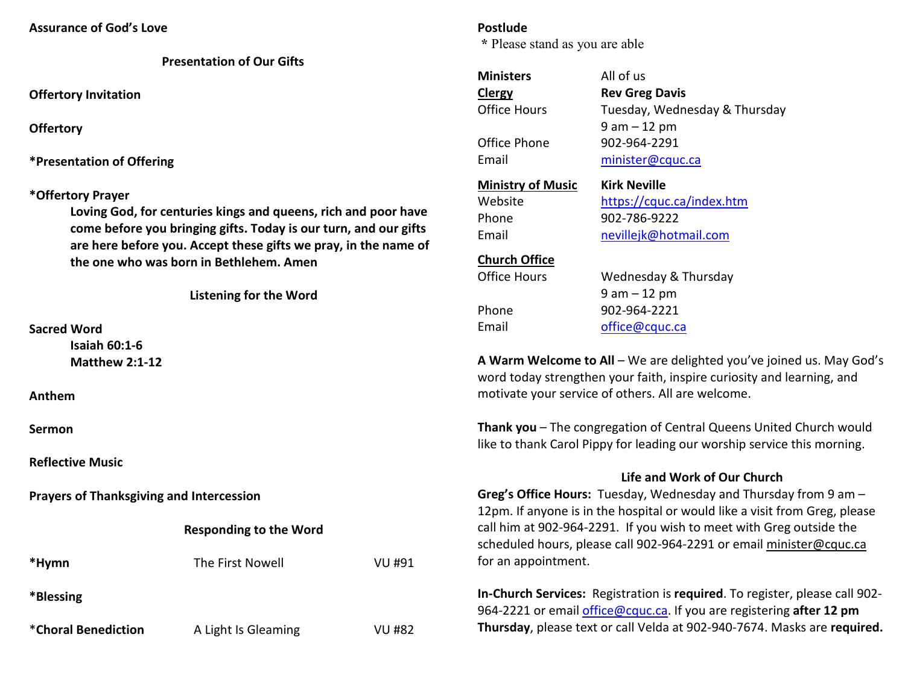**Assurance of God's Love**

## Presentation of Our Gifts

**Offertory Invitation**

**Offertory**

**\*Presentation of Offering**

**\*Offertory Prayer**

> **Loving God, for centuries kings and queens, rich and poor have come before you bringing gifts. Today is our turn, and our gifts are here before you. Accept these gifts we pray, in the name of the one who was born in Bethlehem. Amen**

## Listening for the Word

**Sacred Word**

> **Isaiah 60:1-6**
> **Matthew 2:1-12**

**Anthem**

**Sermon**

**Reflective Music**

**Prayers of Thanksgiving and Intercession**

## Responding to the Word

**\*Hymn** The First Nowell VU #91

**\*Blessing**

\***Choral Benediction** A Light Is Gleaming VU #82

**Postlude**

\* Please stand as you are able

| | |
|---|---|
| **Ministers** | All of us |
| **Clergy** | **Rev Greg Davis** |
| Office Hours | Tuesday, Wednesday & Thursday 9 am – 12 pm |
| Office Phone | 902-964-2291 |
| Email | minister@cquc.ca |
| **Ministry of Music** | **Kirk Neville** |
| Website | https://cquc.ca/index.htm |
| Phone | 902-786-9222 |
| Email | nevillejk@hotmail.com |
| **Church Office** | |
| Office Hours | Wednesday & Thursday 9 am – 12 pm |
| Phone | 902-964-2221 |
| Email | office@cquc.ca |

**A Warm Welcome to All** – We are delighted you've joined us. May God's word today strengthen your faith, inspire curiosity and learning, and motivate your service of others. All are welcome.

**Thank you** – The congregation of Central Queens United Church would like to thank Carol Pippy for leading our worship service this morning.

## Life and Work of Our Church

**Greg's Office Hours:** Tuesday, Wednesday and Thursday from 9 am – 12pm. If anyone is in the hospital or would like a visit from Greg, please call him at 902-964-2291. If you wish to meet with Greg outside the scheduled hours, please call 902-964-2291 or email minister@cquc.ca for an appointment.

**In-Church Services:** Registration is **required**. To register, please call 902-964-2221 or email office@cquc.ca. If you are registering **after 12 pm Thursday**, please text or call Velda at 902-940-7674. Masks are **required.**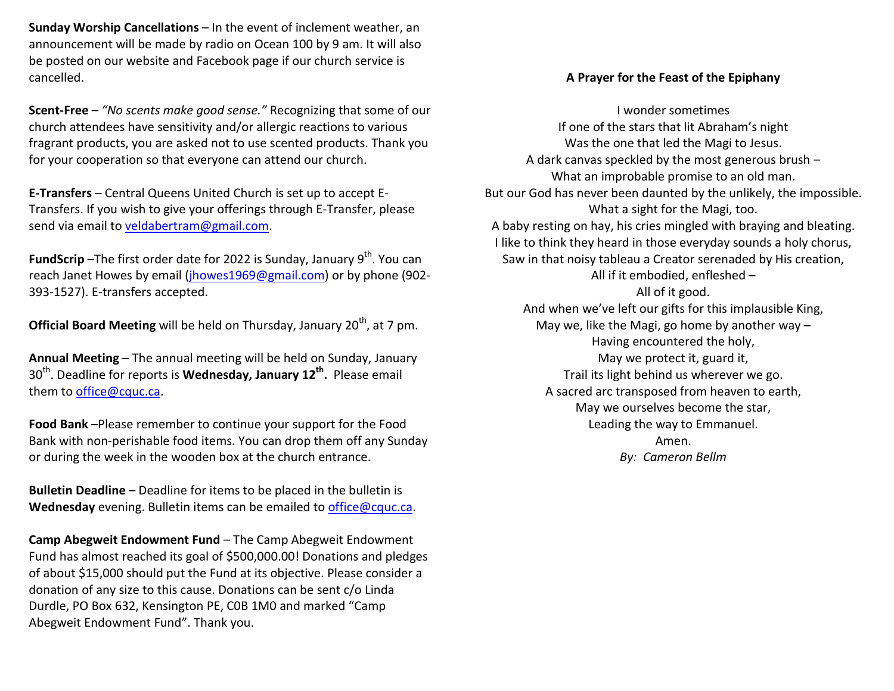**Sunday Worship Cancellations** – In the event of inclement weather, an announcement will be made by radio on Ocean 100 by 9 am. It will also be posted on our website and Facebook page if our church service is cancelled.

**Scent-Free** – *"No scents make good sense."* Recognizing that some of our church attendees have sensitivity and/or allergic reactions to various fragrant products, you are asked not to use scented products. Thank you for your cooperation so that everyone can attend our church.

**E-Transfers** – Central Queens United Church is set up to accept E-Transfers. If you wish to give your offerings through E-Transfer, please send via email to veldabertram@gmail.com.

**FundScrip** –The first order date for 2022 is Sunday, January 9th. You can reach Janet Howes by email (jhowes1969@gmail.com) or by phone (902-393-1527). E-transfers accepted.

**Official Board Meeting** will be held on Thursday, January 20th, at 7 pm.

**Annual Meeting** – The annual meeting will be held on Sunday, January 30th. Deadline for reports is **Wednesday, January 12th.** Please email them to office@cquc.ca.

**Food Bank** –Please remember to continue your support for the Food Bank with non-perishable food items. You can drop them off any Sunday or during the week in the wooden box at the church entrance.

**Bulletin Deadline** – Deadline for items to be placed in the bulletin is **Wednesday** evening. Bulletin items can be emailed to office@cquc.ca.

**Camp Abegweit Endowment Fund** – The Camp Abegweit Endowment Fund has almost reached its goal of $500,000.00! Donations and pledges of about $15,000 should put the Fund at its objective. Please consider a donation of any size to this cause. Donations can be sent c/o Linda Durdle, PO Box 632, Kensington PE, C0B 1M0 and marked "Camp Abegweit Endowment Fund". Thank you.

**A Prayer for the Feast of the Epiphany**

I wonder sometimes
If one of the stars that lit Abraham's night
Was the one that led the Magi to Jesus.
A dark canvas speckled by the most generous brush –
What an improbable promise to an old man.
But our God has never been daunted by the unlikely, the impossible.
What a sight for the Magi, too.
A baby resting on hay, his cries mingled with braying and bleating.
I like to think they heard in those everyday sounds a holy chorus,
Saw in that noisy tableau a Creator serenaded by His creation,
All if it embodied, enfleshed –
All of it good.
And when we've left our gifts for this implausible King,
May we, like the Magi, go home by another way –
Having encountered the holy,
May we protect it, guard it,
Trail its light behind us wherever we go.
A sacred arc transposed from heaven to earth,
May we ourselves become the star,
Leading the way to Emmanuel.
Amen.
*By: Cameron Bellm*